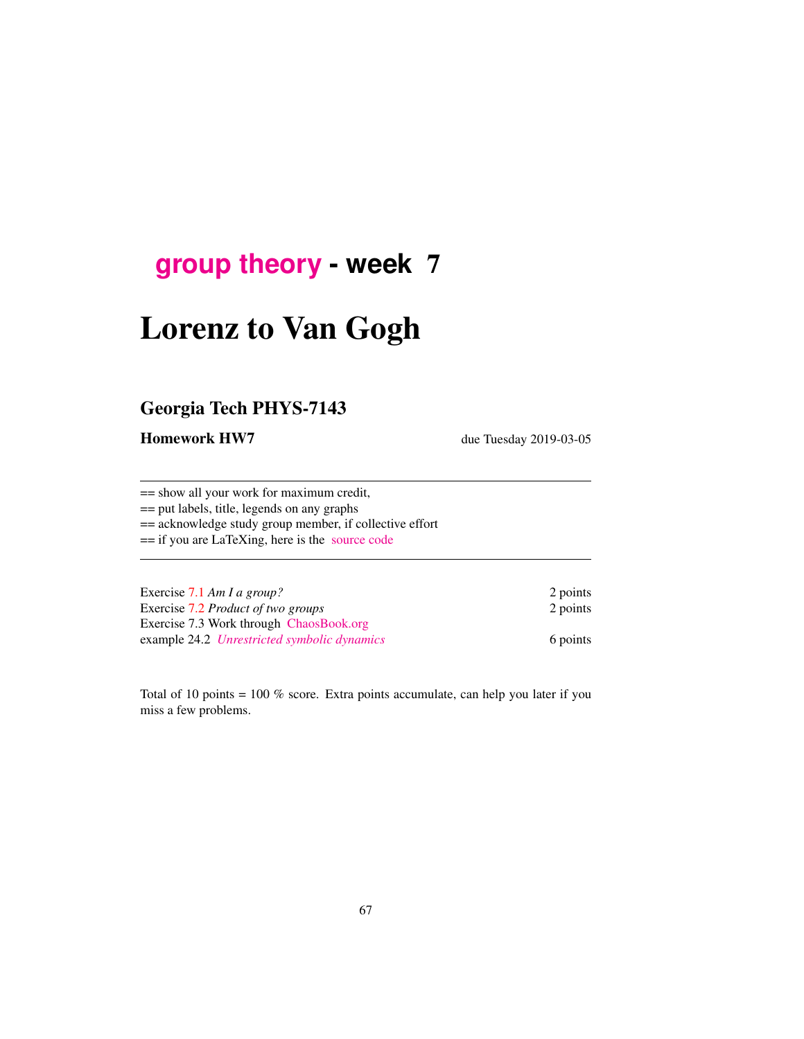# group theory - week 7

# Lorenz to Van Gogh

## Georgia Tech PHYS-7143

**Homework HW7** due Tuesday 2019-03-05

---

== show all your work for maximum credit,
== put labels, title, legends on any graphs
== acknowledge study group member, if collective effort
== if you are LaTeXing, here is the source code

---

| | |
|---|---|
| Exercise 7.1 *Am I a group?* | 2 points |
| Exercise 7.2 *Product of two groups* | 2 points |
| Exercise 7.3 Work through ChaosBook.org | |
| example 24.2 *Unrestricted symbolic dynamics* | 6 points |

Total of 10 points = 100 % score. Extra points accumulate, can help you later if you miss a few problems.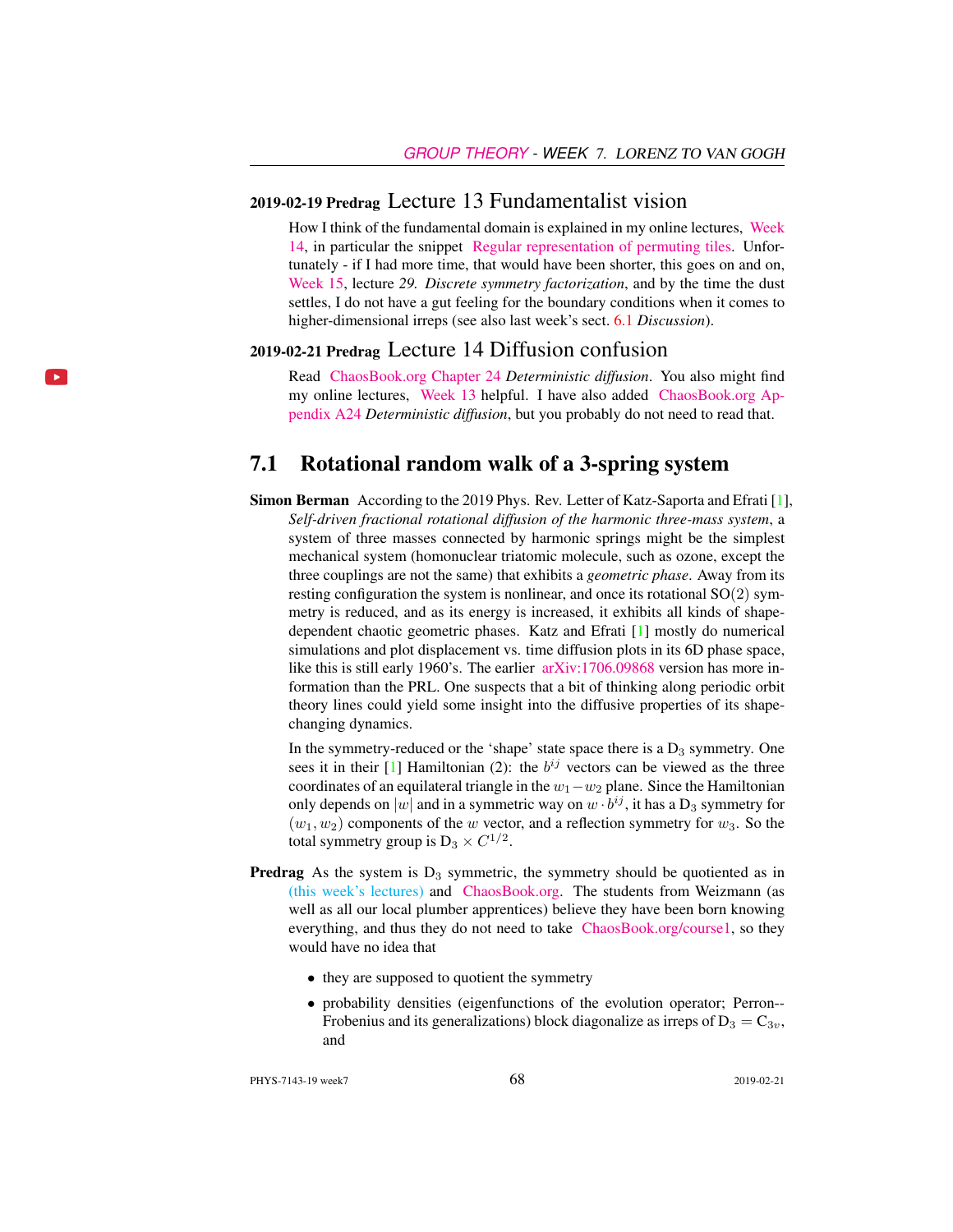**2019-02-19 Predrag** Lecture 13 Fundamentalist vision

How I think of the fundamental domain is explained in my online lectures, Week 14, in particular the snippet Regular representation of permuting tiles. Unfortunately - if I had more time, that would have been shorter, this goes on and on, Week 15, lecture *29. Discrete symmetry factorization*, and by the time the dust settles, I do not have a gut feeling for the boundary conditions when it comes to higher-dimensional irreps (see also last week's sect. 6.1 *Discussion*).

**2019-02-21 Predrag** Lecture 14 Diffusion confusion

Read ChaosBook.org Chapter 24 *Deterministic diffusion*. You also might find my online lectures, Week 13 helpful. I have also added ChaosBook.org Appendix A24 *Deterministic diffusion*, but you probably do not need to read that.

## 7.1 Rotational random walk of a 3-spring system

**Simon Berman** According to the 2019 Phys. Rev. Letter of Katz-Saporta and Efrati [1], *Self-driven fractional rotational diffusion of the harmonic three-mass system*, a system of three masses connected by harmonic springs might be the simplest mechanical system (homonuclear triatomic molecule, such as ozone, except the three couplings are not the same) that exhibits a *geometric phase*. Away from its resting configuration the system is nonlinear, and once its rotational $\mathrm{SO}(2)$ symmetry is reduced, and as its energy is increased, it exhibits all kinds of shape-dependent chaotic geometric phases. Katz and Efrati [1] mostly do numerical simulations and plot displacement vs. time diffusion plots in its 6D phase space, like this is still early 1960's. The earlier arXiv:1706.09868 version has more information than the PRL. One suspects that a bit of thinking along periodic orbit theory lines could yield some insight into the diffusive properties of its shape-changing dynamics.

In the symmetry-reduced or the 'shape' state space there is a $\mathrm{D}_3$ symmetry. One sees it in their [1] Hamiltonian (2): the $b^{ij}$ vectors can be viewed as the three coordinates of an equilateral triangle in the $w_1 - w_2$ plane. Since the Hamiltonian only depends on $|w|$ and in a symmetric way on $w \cdot b^{ij}$, it has a $\mathrm{D}_3$ symmetry for $(w_1, w_2)$ components of the $w$ vector, and a reflection symmetry for $w_3$. So the total symmetry group is $\mathrm{D}_3 \times C^{1/2}$.

**Predrag** As the system is $\mathrm{D}_3$ symmetric, the symmetry should be quotiented as in (this week's lectures) and ChaosBook.org. The students from Weizmann (as well as all our local plumber apprentices) believe they have been born knowing everything, and thus they do not need to take ChaosBook.org/course1, so they would have no idea that

- they are supposed to quotient the symmetry
- probability densities (eigenfunctions of the evolution operator; Perron--Frobenius and its generalizations) block diagonalize as irreps of $\mathrm{D}_3 = \mathrm{C}_{3v}$, and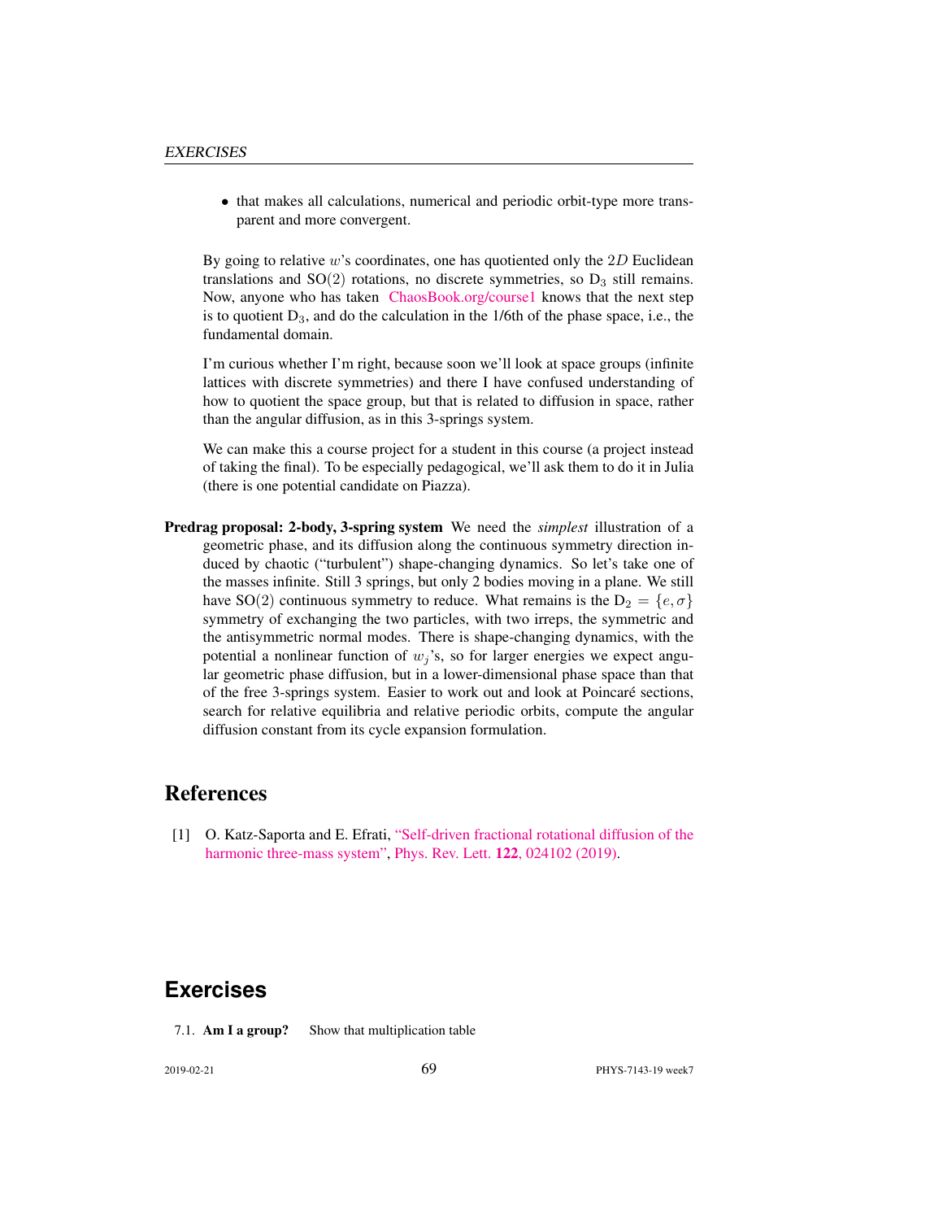- that makes all calculations, numerical and periodic orbit-type more transparent and more convergent.

By going to relative $w$'s coordinates, one has quotiented only the $2D$ Euclidean translations and SO(2) rotations, no discrete symmetries, so $D_3$ still remains. Now, anyone who has taken ChaosBook.org/course1 knows that the next step is to quotient $D_3$, and do the calculation in the 1/6th of the phase space, i.e., the fundamental domain.

I'm curious whether I'm right, because soon we'll look at space groups (infinite lattices with discrete symmetries) and there I have confused understanding of how to quotient the space group, but that is related to diffusion in space, rather than the angular diffusion, as in this 3-springs system.

We can make this a course project for a student in this course (a project instead of taking the final). To be especially pedagogical, we'll ask them to do it in Julia (there is one potential candidate on Piazza).

**Predrag proposal: 2-body, 3-spring system** We need the *simplest* illustration of a geometric phase, and its diffusion along the continuous symmetry direction induced by chaotic ("turbulent") shape-changing dynamics. So let's take one of the masses infinite. Still 3 springs, but only 2 bodies moving in a plane. We still have SO(2) continuous symmetry to reduce. What remains is the $D_2 = \{e, \sigma\}$ symmetry of exchanging the two particles, with two irreps, the symmetric and the antisymmetric normal modes. There is shape-changing dynamics, with the potential a nonlinear function of $w_j$'s, so for larger energies we expect angular geometric phase diffusion, but in a lower-dimensional phase space than that of the free 3-springs system. Easier to work out and look at Poincaré sections, search for relative equilibria and relative periodic orbits, compute the angular diffusion constant from its cycle expansion formulation.

## References

[1] O. Katz-Saporta and E. Efrati, "Self-driven fractional rotational diffusion of the harmonic three-mass system", Phys. Rev. Lett. **122**, 024102 (2019).

## Exercises

7.1. **Am I a group?** Show that multiplication table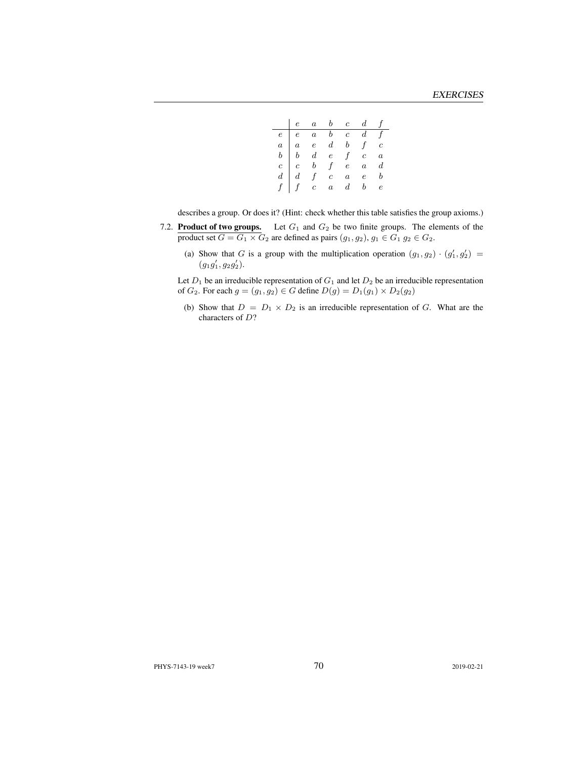| | $e$ | $a$ | $b$ | $c$ | $d$ | $f$ |
|---|---|---|---|---|---|---|
| $e$ | $e$ | $a$ | $b$ | $c$ | $d$ | $f$ |
| $a$ | $a$ | $e$ | $d$ | $b$ | $f$ | $c$ |
| $b$ | $b$ | $d$ | $e$ | $f$ | $c$ | $a$ |
| $c$ | $c$ | $b$ | $f$ | $e$ | $a$ | $d$ |
| $d$ | $d$ | $f$ | $c$ | $a$ | $e$ | $b$ |
| $f$ | $f$ | $c$ | $a$ | $d$ | $b$ | $e$ |

describes a group. Or does it? (Hint: check whether this table satisfies the group axioms.)

7.2. **Product of two groups.** Let $G_1$ and $G_2$ be two finite groups. The elements of the product set $G = G_1 \times G_2$ are defined as pairs $(g_1, g_2)$, $g_1 \in G_1$ $g_2 \in G_2$.

   (a) Show that $G$ is a group with the multiplication operation $(g_1, g_2) \cdot (g_1', g_2') = (g_1 g_1', g_2 g_2')$.

   Let $D_1$ be an irreducible representation of $G_1$ and let $D_2$ be an irreducible representation of $G_2$. For each $g = (g_1, g_2) \in G$ define $D(g) = D_1(g_1) \times D_2(g_2)$

   (b) Show that $D = D_1 \times D_2$ is an irreducible representation of $G$. What are the characters of $D$?